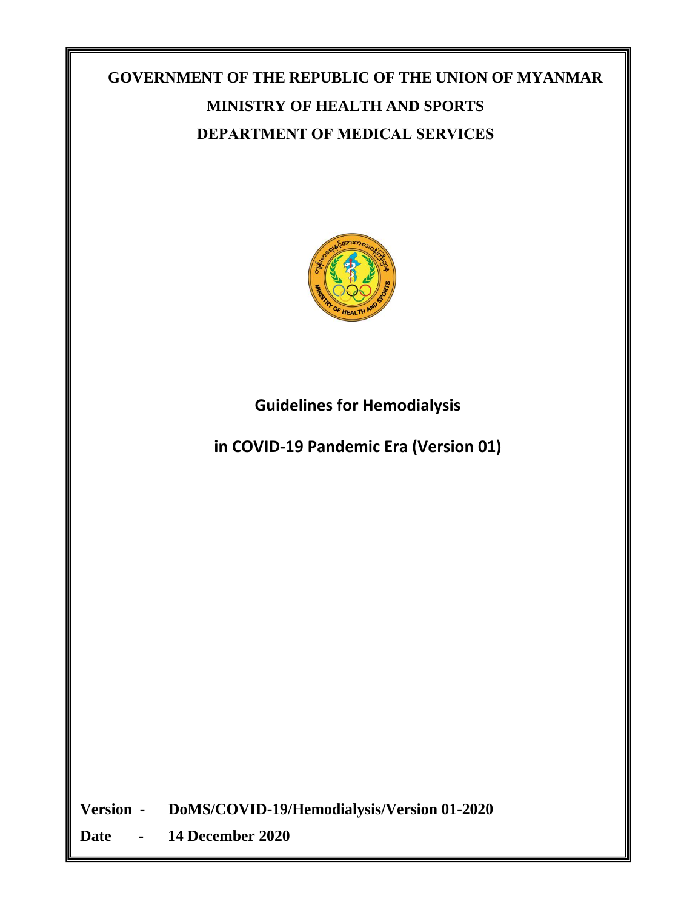# GOVERNMENT OF THE REPUBLIC OF THE UNION OF MYANMAR

## MINISTRY OF HEALTH AND SPORTS

## DEPARTMENT OF MEDICAL SERVICES

# Guidelines for Hemodialysis in COVID-19 Pandemic Era (Version 01)

**Version** - **DoMS/COVID-19/Hemodialysis/Version 01-2020**

**Date** - **14 December 2020**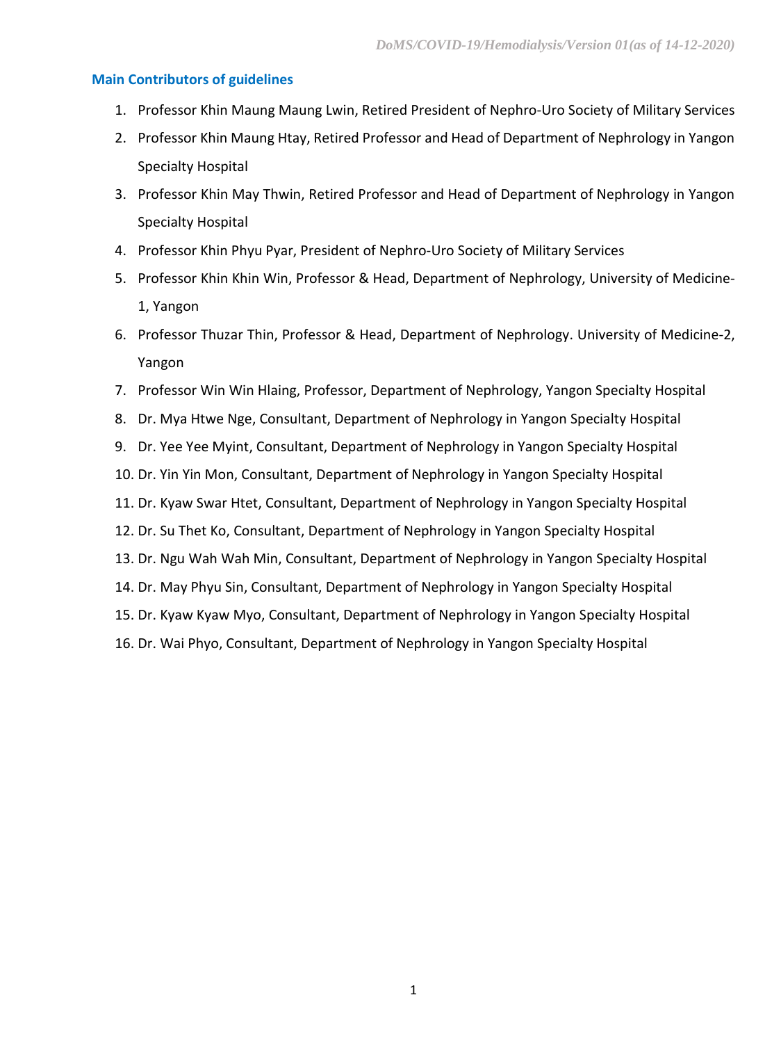## Main Contributors of guidelines

1. Professor Khin Maung Maung Lwin, Retired President of Nephro-Uro Society of Military Services
2. Professor Khin Maung Htay, Retired Professor and Head of Department of Nephrology in Yangon Specialty Hospital
3. Professor Khin May Thwin, Retired Professor and Head of Department of Nephrology in Yangon Specialty Hospital
4. Professor Khin Phyu Pyar, President of Nephro-Uro Society of Military Services
5. Professor Khin Khin Win, Professor & Head, Department of Nephrology, University of Medicine-1, Yangon
6. Professor Thuzar Thin, Professor & Head, Department of Nephrology. University of Medicine-2, Yangon
7. Professor Win Win Hlaing, Professor, Department of Nephrology, Yangon Specialty Hospital
8. Dr. Mya Htwe Nge, Consultant, Department of Nephrology in Yangon Specialty Hospital
9. Dr. Yee Yee Myint, Consultant, Department of Nephrology in Yangon Specialty Hospital
10. Dr. Yin Yin Mon, Consultant, Department of Nephrology in Yangon Specialty Hospital
11. Dr. Kyaw Swar Htet, Consultant, Department of Nephrology in Yangon Specialty Hospital
12. Dr. Su Thet Ko, Consultant, Department of Nephrology in Yangon Specialty Hospital
13. Dr. Ngu Wah Wah Min, Consultant, Department of Nephrology in Yangon Specialty Hospital
14. Dr. May Phyu Sin, Consultant, Department of Nephrology in Yangon Specialty Hospital
15. Dr. Kyaw Kyaw Myo, Consultant, Department of Nephrology in Yangon Specialty Hospital
16. Dr. Wai Phyo, Consultant, Department of Nephrology in Yangon Specialty Hospital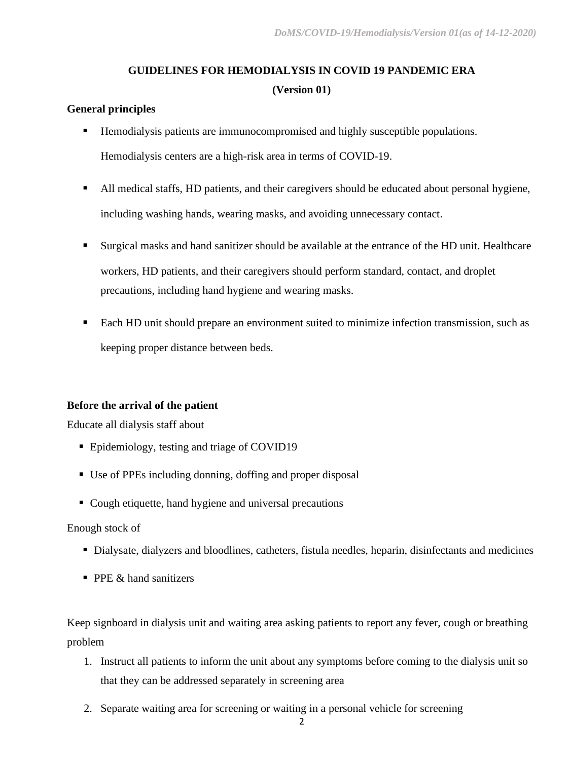# GUIDELINES FOR HEMODIALYSIS IN COVID 19 PANDEMIC ERA

**(Version 01)**

**General principles**

- Hemodialysis patients are immunocompromised and highly susceptible populations. Hemodialysis centers are a high-risk area in terms of COVID-19.
- All medical staffs, HD patients, and their caregivers should be educated about personal hygiene, including washing hands, wearing masks, and avoiding unnecessary contact.
- Surgical masks and hand sanitizer should be available at the entrance of the HD unit. Healthcare workers, HD patients, and their caregivers should perform standard, contact, and droplet precautions, including hand hygiene and wearing masks.
- Each HD unit should prepare an environment suited to minimize infection transmission, such as keeping proper distance between beds.

**Before the arrival of the patient**

Educate all dialysis staff about

- Epidemiology, testing and triage of COVID19
- Use of PPEs including donning, doffing and proper disposal
- Cough etiquette, hand hygiene and universal precautions

Enough stock of

- Dialysate, dialyzers and bloodlines, catheters, fistula needles, heparin, disinfectants and medicines
- PPE & hand sanitizers

Keep signboard in dialysis unit and waiting area asking patients to report any fever, cough or breathing problem

1. Instruct all patients to inform the unit about any symptoms before coming to the dialysis unit so that they can be addressed separately in screening area
2. Separate waiting area for screening or waiting in a personal vehicle for screening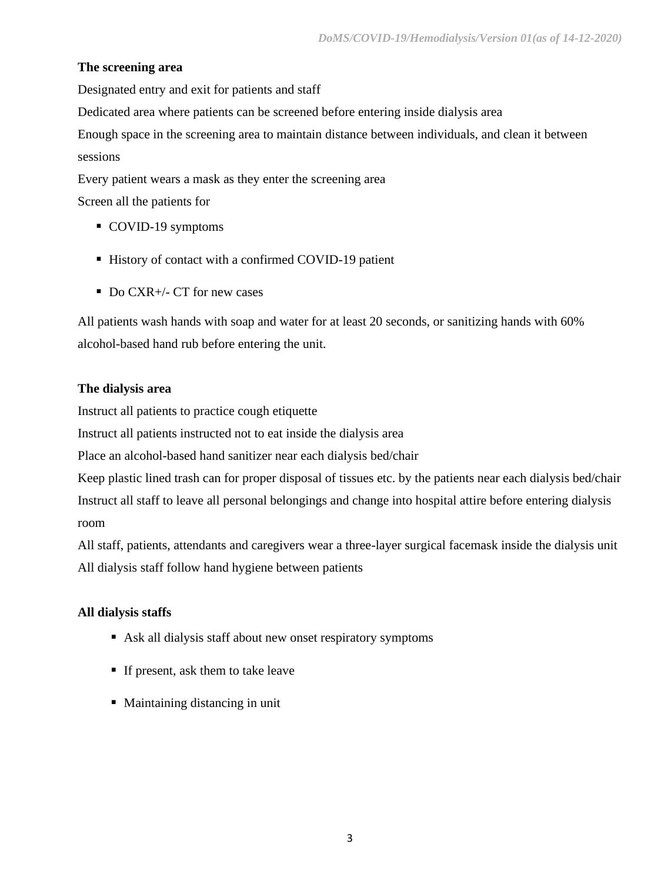**The screening area**

Designated entry and exit for patients and staff

Dedicated area where patients can be screened before entering inside dialysis area

Enough space in the screening area to maintain distance between individuals, and clean it between sessions

Every patient wears a mask as they enter the screening area

Screen all the patients for

- COVID-19 symptoms
- History of contact with a confirmed COVID-19 patient
- Do CXR+/- CT for new cases

All patients wash hands with soap and water for at least 20 seconds, or sanitizing hands with 60% alcohol-based hand rub before entering the unit.

**The dialysis area**

Instruct all patients to practice cough etiquette

Instruct all patients instructed not to eat inside the dialysis area

Place an alcohol-based hand sanitizer near each dialysis bed/chair

Keep plastic lined trash can for proper disposal of tissues etc. by the patients near each dialysis bed/chair

Instruct all staff to leave all personal belongings and change into hospital attire before entering dialysis room

All staff, patients, attendants and caregivers wear a three-layer surgical facemask inside the dialysis unit

All dialysis staff follow hand hygiene between patients

**All dialysis staffs**

- Ask all dialysis staff about new onset respiratory symptoms
- If present, ask them to take leave
- Maintaining distancing in unit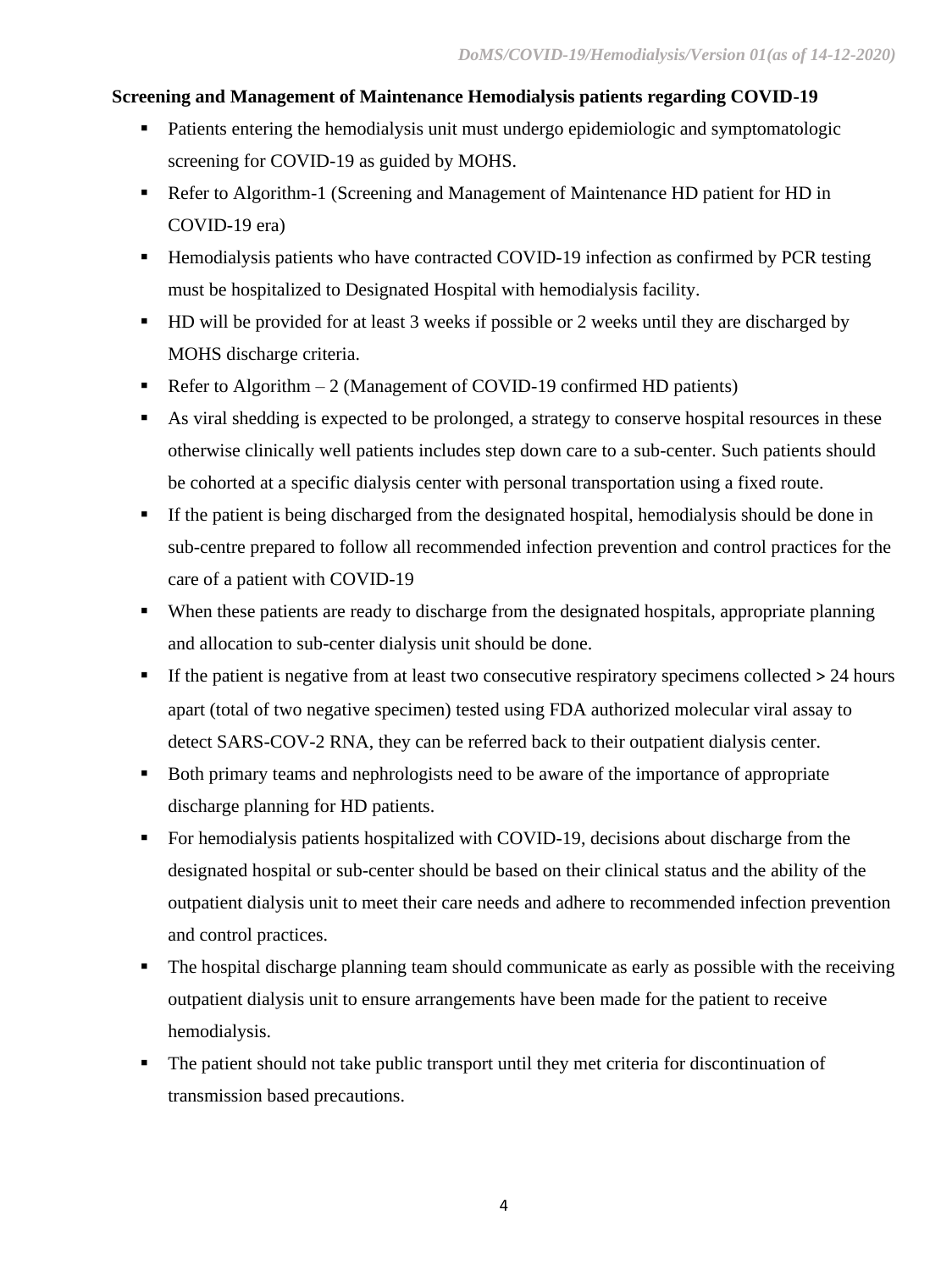**Screening and Management of Maintenance Hemodialysis patients regarding COVID-19**

- Patients entering the hemodialysis unit must undergo epidemiologic and symptomatologic screening for COVID-19 as guided by MOHS.
- Refer to Algorithm-1 (Screening and Management of Maintenance HD patient for HD in COVID-19 era)
- Hemodialysis patients who have contracted COVID-19 infection as confirmed by PCR testing must be hospitalized to Designated Hospital with hemodialysis facility.
- HD will be provided for at least 3 weeks if possible or 2 weeks until they are discharged by MOHS discharge criteria.
- Refer to Algorithm – 2 (Management of COVID-19 confirmed HD patients)
- As viral shedding is expected to be prolonged, a strategy to conserve hospital resources in these otherwise clinically well patients includes step down care to a sub-center. Such patients should be cohorted at a specific dialysis center with personal transportation using a fixed route.
- If the patient is being discharged from the designated hospital, hemodialysis should be done in sub-centre prepared to follow all recommended infection prevention and control practices for the care of a patient with COVID-19
- When these patients are ready to discharge from the designated hospitals, appropriate planning and allocation to sub-center dialysis unit should be done.
- If the patient is negative from at least two consecutive respiratory specimens collected > 24 hours apart (total of two negative specimen) tested using FDA authorized molecular viral assay to detect SARS-COV-2 RNA, they can be referred back to their outpatient dialysis center.
- Both primary teams and nephrologists need to be aware of the importance of appropriate discharge planning for HD patients.
- For hemodialysis patients hospitalized with COVID-19, decisions about discharge from the designated hospital or sub-center should be based on their clinical status and the ability of the outpatient dialysis unit to meet their care needs and adhere to recommended infection prevention and control practices.
- The hospital discharge planning team should communicate as early as possible with the receiving outpatient dialysis unit to ensure arrangements have been made for the patient to receive hemodialysis.
- The patient should not take public transport until they met criteria for discontinuation of transmission based precautions.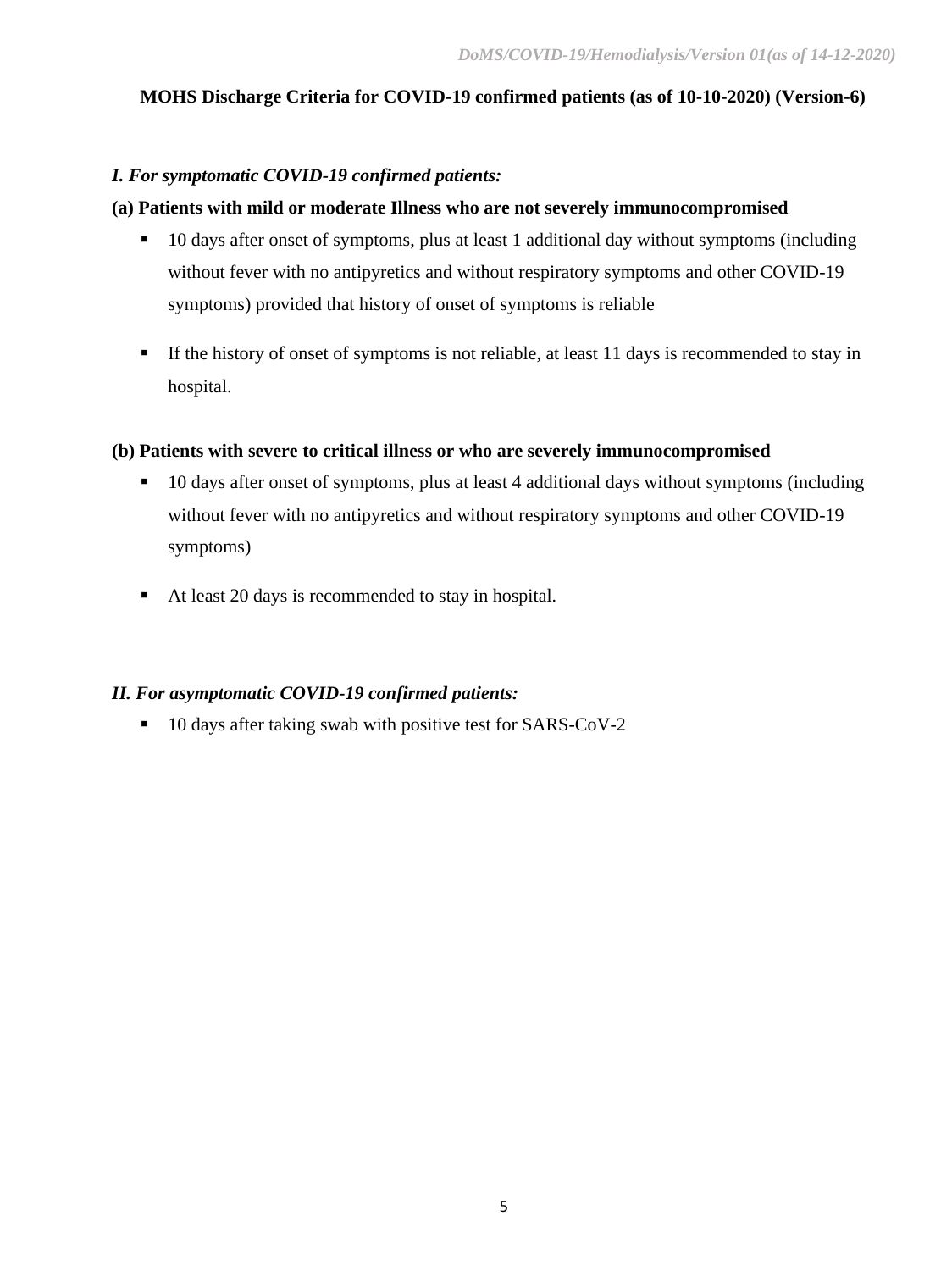**MOHS Discharge Criteria for COVID-19 confirmed patients (as of 10-10-2020) (Version-6)**

*I. For symptomatic COVID-19 confirmed patients:*

**(a) Patients with mild or moderate Illness who are not severely immunocompromised**

- 10 days after onset of symptoms, plus at least 1 additional day without symptoms (including without fever with no antipyretics and without respiratory symptoms and other COVID-19 symptoms) provided that history of onset of symptoms is reliable
- If the history of onset of symptoms is not reliable, at least 11 days is recommended to stay in hospital.

**(b) Patients with severe to critical illness or who are severely immunocompromised**

- 10 days after onset of symptoms, plus at least 4 additional days without symptoms (including without fever with no antipyretics and without respiratory symptoms and other COVID-19 symptoms)
- At least 20 days is recommended to stay in hospital.

*II. For asymptomatic COVID-19 confirmed patients:*

- 10 days after taking swab with positive test for SARS-CoV-2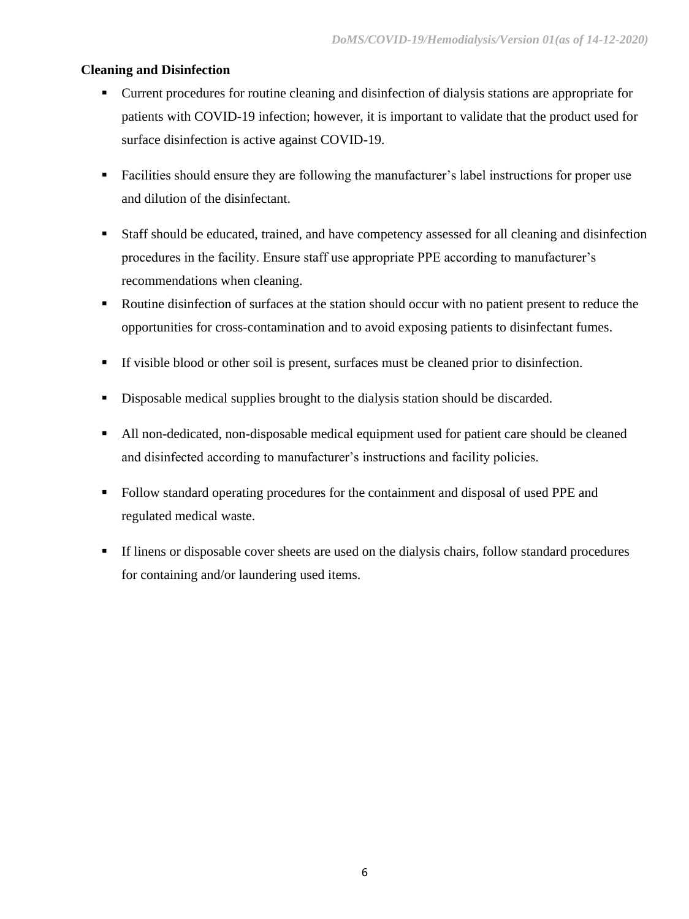**Cleaning and Disinfection**

- Current procedures for routine cleaning and disinfection of dialysis stations are appropriate for patients with COVID-19 infection; however, it is important to validate that the product used for surface disinfection is active against COVID-19.
- Facilities should ensure they are following the manufacturer's label instructions for proper use and dilution of the disinfectant.
- Staff should be educated, trained, and have competency assessed for all cleaning and disinfection procedures in the facility. Ensure staff use appropriate PPE according to manufacturer's recommendations when cleaning.
- Routine disinfection of surfaces at the station should occur with no patient present to reduce the opportunities for cross-contamination and to avoid exposing patients to disinfectant fumes.
- If visible blood or other soil is present, surfaces must be cleaned prior to disinfection.
- Disposable medical supplies brought to the dialysis station should be discarded.
- All non-dedicated, non-disposable medical equipment used for patient care should be cleaned and disinfected according to manufacturer's instructions and facility policies.
- Follow standard operating procedures for the containment and disposal of used PPE and regulated medical waste.
- If linens or disposable cover sheets are used on the dialysis chairs, follow standard procedures for containing and/or laundering used items.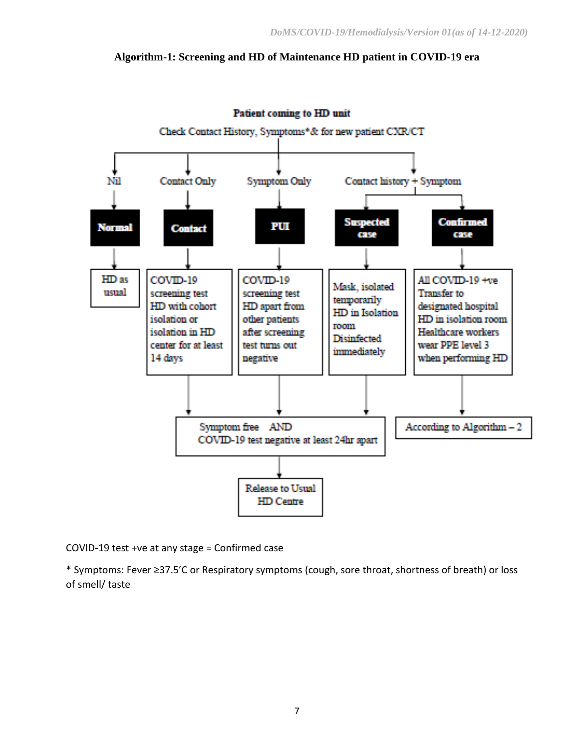**Algorithm-1: Screening and HD of Maintenance HD patient in COVID-19 era**

**Patient coming to HD unit**

Check Contact History, Symptoms* & for new patient CXR/CT

- **Nil** → **Normal** → HD as usual
- **Contact Only** → **Contact** → COVID-19 screening test; HD with cohort isolation or isolation in HD center for at least 14 days → Symptom free AND COVID-19 test negative at least 24hr apart → Release to Usual HD Centre
- **Symptom Only** → **PUI** → COVID-19 screening test; HD apart from other patients after screening test turns out negative → Symptom free AND COVID-19 test negative at least 24hr apart → Release to Usual HD Centre
- **Contact history + Symptom**
  - **Suspected case** → Mask, isolated temporarily; HD in Isolation room; Disinfected immediately → Symptom free AND COVID-19 test negative at least 24hr apart → Release to Usual HD Centre
  - **Confirmed case** → All COVID-19 +ve; Transfer to designated hospital; HD in isolation room; Healthcare workers wear PPE level 3 when performing HD → According to Algorithm – 2

COVID-19 test +ve at any stage = Confirmed case

* Symptoms: Fever ≥37.5'C or Respiratory symptoms (cough, sore throat, shortness of breath) or loss of smell/ taste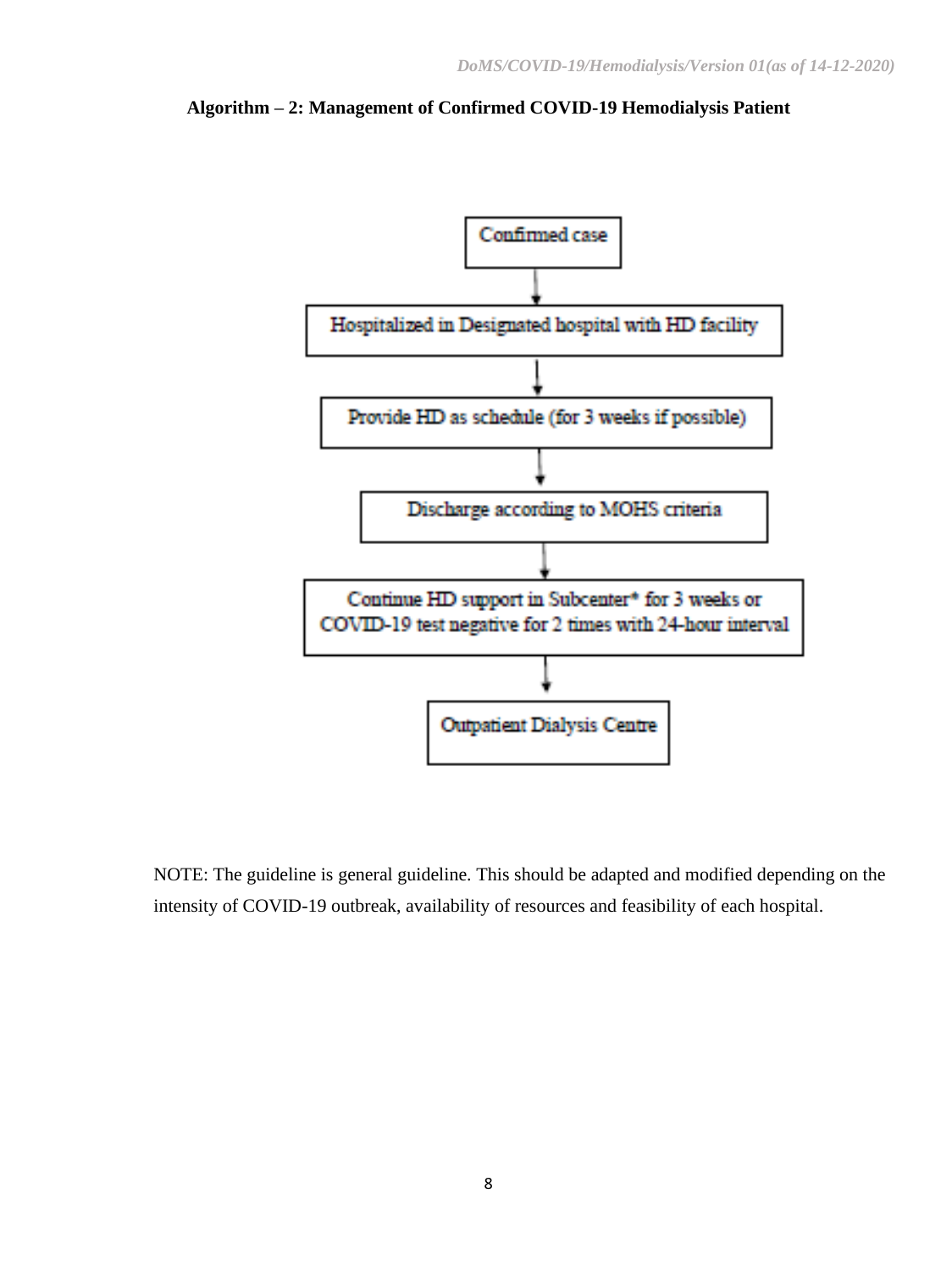**Algorithm – 2: Management of Confirmed COVID-19 Hemodialysis Patient**

Confirmed case

↓

Hospitalized in Designated hospital with HD facility

↓

Provide HD as schedule (for 3 weeks if possible)

↓

Discharge according to MOHS criteria

↓

Continue HD support in Subcenter* for 3 weeks or COVID-19 test negative for 2 times with 24-hour interval

↓

Outpatient Dialysis Centre

NOTE: The guideline is general guideline. This should be adapted and modified depending on the intensity of COVID-19 outbreak, availability of resources and feasibility of each hospital.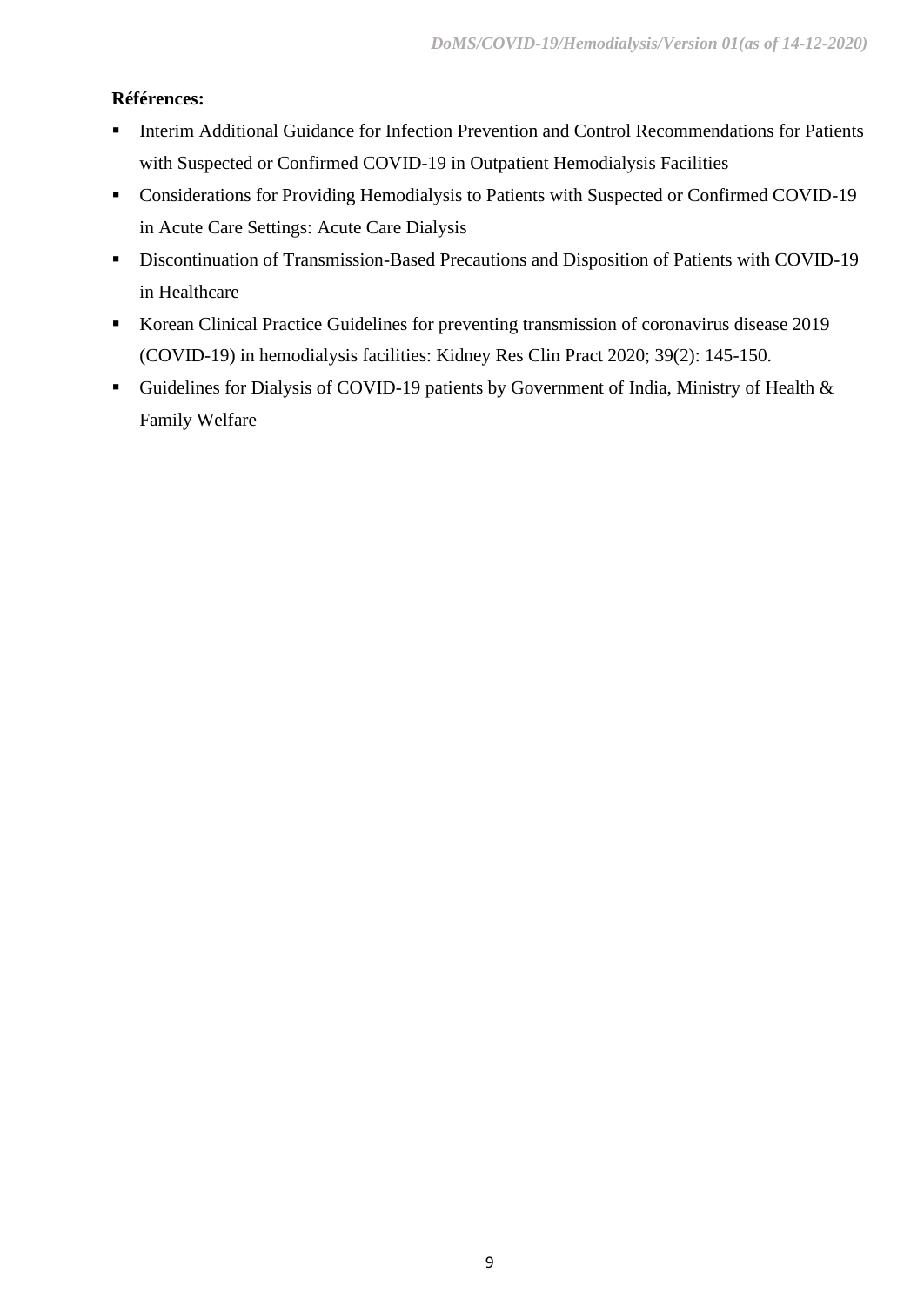**Références:**

- Interim Additional Guidance for Infection Prevention and Control Recommendations for Patients with Suspected or Confirmed COVID-19 in Outpatient Hemodialysis Facilities
- Considerations for Providing Hemodialysis to Patients with Suspected or Confirmed COVID-19 in Acute Care Settings: Acute Care Dialysis
- Discontinuation of Transmission-Based Precautions and Disposition of Patients with COVID-19 in Healthcare
- Korean Clinical Practice Guidelines for preventing transmission of coronavirus disease 2019 (COVID-19) in hemodialysis facilities: Kidney Res Clin Pract 2020; 39(2): 145-150.
- Guidelines for Dialysis of COVID-19 patients by Government of India, Ministry of Health & Family Welfare